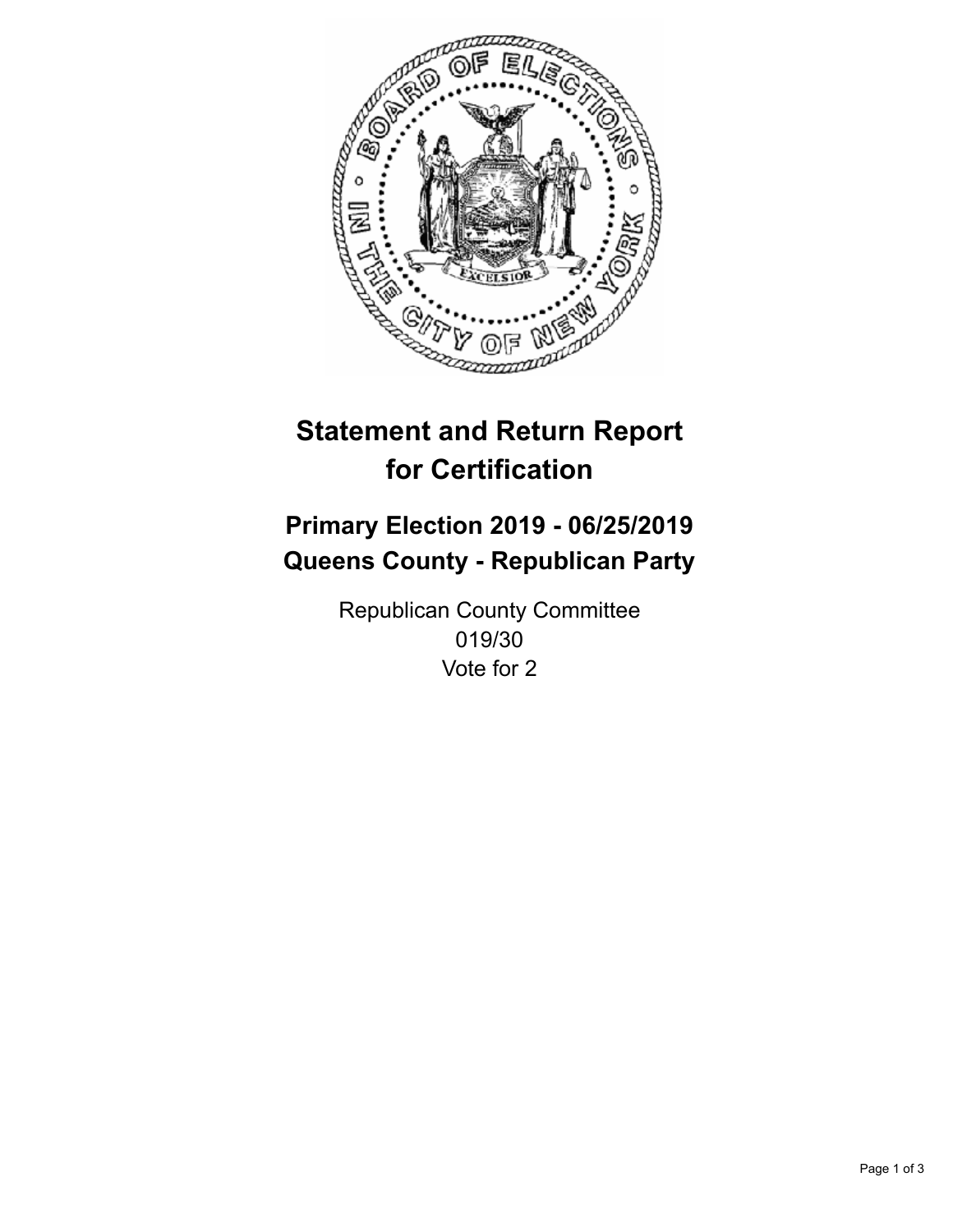# Statement and Return Report for Certification

## Primary Election 2019 - 06/25/2019
## Queens County - Republican Party

Republican County Committee
019/30
Vote for 2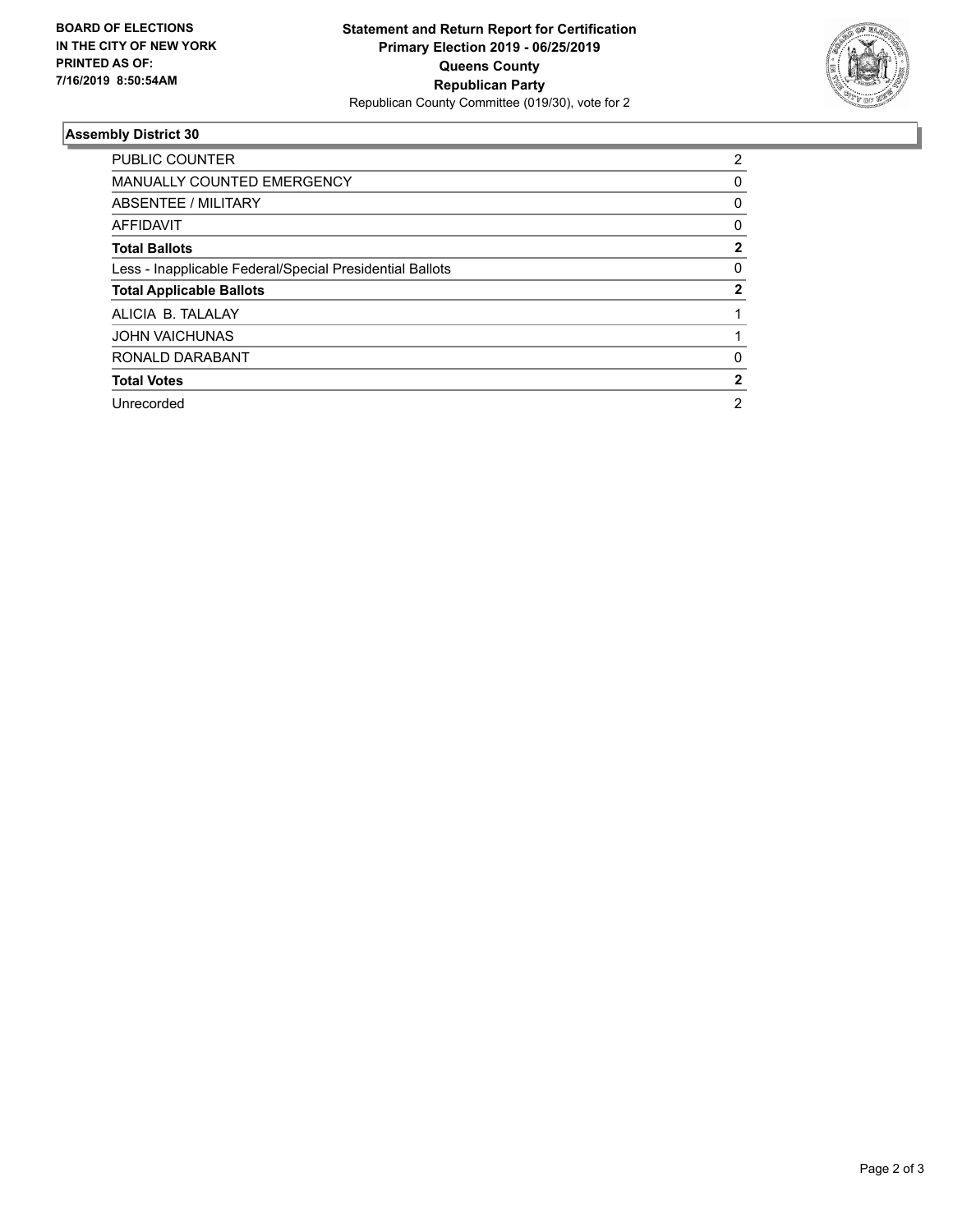**BOARD OF ELECTIONS IN THE CITY OF NEW YORK PRINTED AS OF: 7/16/2019 8:50:54AM**

**Statement and Return Report for Certification**
**Primary Election 2019 - 06/25/2019**
**Queens County**
**Republican Party**
Republican County Committee (019/30), vote for 2

### Assembly District 30

| | |
|---|---|
| PUBLIC COUNTER | 2 |
| MANUALLY COUNTED EMERGENCY | 0 |
| ABSENTEE / MILITARY | 0 |
| AFFIDAVIT | 0 |
| **Total Ballots** | **2** |
| Less - Inapplicable Federal/Special Presidential Ballots | 0 |
| **Total Applicable Ballots** | **2** |
| ALICIA B. TALALAY | 1 |
| JOHN VAICHUNAS | 1 |
| RONALD DARABANT | 0 |
| **Total Votes** | **2** |
| Unrecorded | 2 |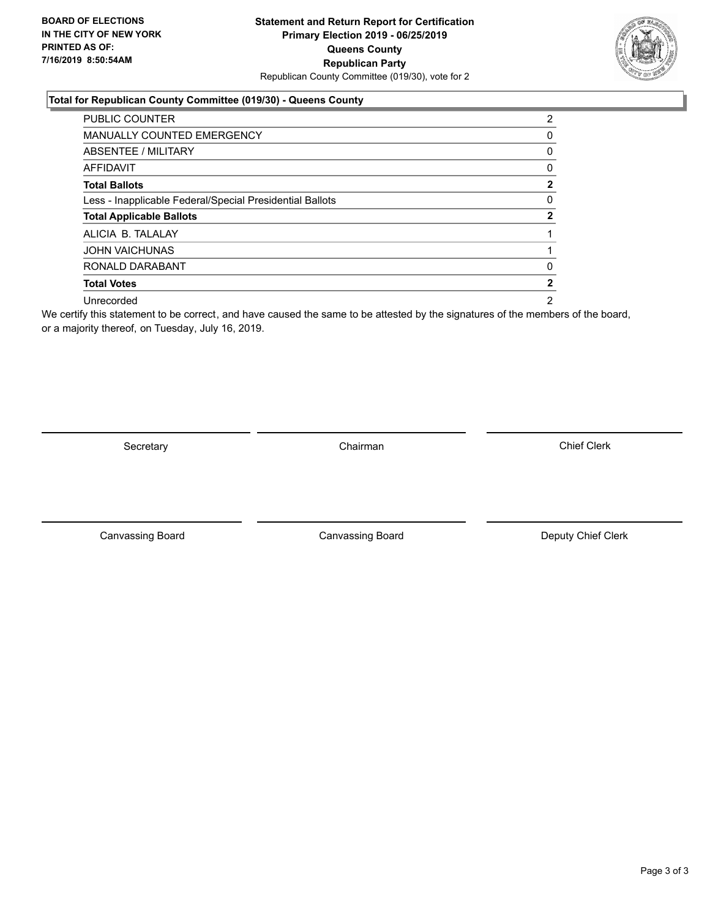**BOARD OF ELECTIONS IN THE CITY OF NEW YORK PRINTED AS OF: 7/16/2019 8:50:54AM**

**Statement and Return Report for Certification**
**Primary Election 2019 - 06/25/2019**
**Queens County**
**Republican Party**
Republican County Committee (019/30), vote for 2

### Total for Republican County Committee (019/30) - Queens County

| | |
|---|---|
| PUBLIC COUNTER | 2 |
| MANUALLY COUNTED EMERGENCY | 0 |
| ABSENTEE / MILITARY | 0 |
| AFFIDAVIT | 0 |
| **Total Ballots** | **2** |
| Less - Inapplicable Federal/Special Presidential Ballots | 0 |
| **Total Applicable Ballots** | **2** |
| ALICIA B. TALALAY | 1 |
| JOHN VAICHUNAS | 1 |
| RONALD DARABANT | 0 |
| **Total Votes** | **2** |
| Unrecorded | 2 |

We certify this statement to be correct, and have caused the same to be attested by the signatures of the members of the board, or a majority thereof, on Tuesday, July 16, 2019.

Secretary

Chairman

Chief Clerk

Canvassing Board

Canvassing Board

Deputy Chief Clerk